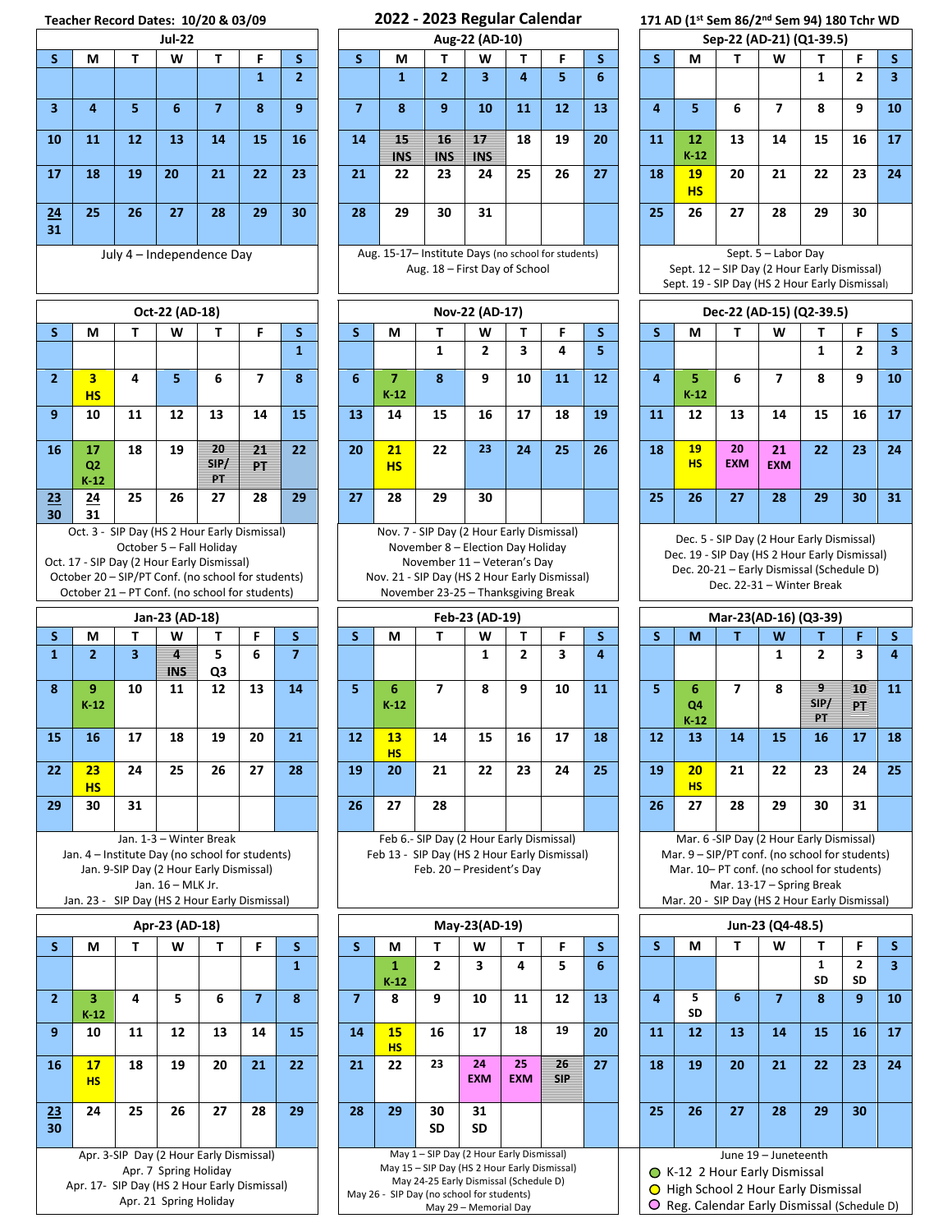Teacher Record Dates: 10/20 & 03/09

# 2022 - 2023 Regular Calendar

171 AD (1st Sem 86/2nd Sem 94) 180 Tchr WD

## Jul-22

| S | M | T | W | T | F | S |
|---|---|---|---|---|---|---|
| | | | | | 1 | 2 |
| 3 | 4 | 5 | 6 | 7 | 8 | 9 |
| 10 | 11 | 12 | 13 | 14 | 15 | 16 |
| 17 | 18 | 19 | 20 | 21 | 22 | 23 |
| 24 / 31 | 25 | 26 | 27 | 28 | 29 | 30 |

July 4 – Independence Day

## Aug-22 (AD-10)

| S | M | T | W | T | F | S |
|---|---|---|---|---|---|---|
| | 1 | 2 | 3 | 4 | 5 | 6 |
| 7 | 8 | 9 | 10 | 11 | 12 | 13 |
| 14 | 15 INS | 16 INS | 17 INS | 18 | 19 | 20 |
| 21 | 22 | 23 | 24 | 25 | 26 | 27 |
| 28 | 29 | 30 | 31 | | | |

Aug. 15-17– Institute Days (no school for students)
Aug. 18 – First Day of School

## Sep-22 (AD-21) (Q1-39.5)

| S | M | T | W | T | F | S |
|---|---|---|---|---|---|---|
| | | | | 1 | 2 | 3 |
| 4 | 5 | 6 | 7 | 8 | 9 | 10 |
| 11 | 12 K-12 | 13 | 14 | 15 | 16 | 17 |
| 18 | 19 HS | 20 | 21 | 22 | 23 | 24 |
| 25 | 26 | 27 | 28 | 29 | 30 | |

Sept. 5 – Labor Day
Sept. 12 – SIP Day (2 Hour Early Dismissal)
Sept. 19 - SIP Day (HS 2 Hour Early Dismissal)

## Oct-22 (AD-18)

| S | M | T | W | T | F | S |
|---|---|---|---|---|---|---|
| | | | | | | 1 |
| 2 | 3 HS | 4 | 5 | 6 | 7 | 8 |
| 9 | 10 | 11 | 12 | 13 | 14 | 15 |
| 16 | 17 Q2 K-12 | 18 | 19 | 20 SIP/PT | 21 PT | 22 |
| 23 / 30 | 24 / 31 | 25 | 26 | 27 | 28 | 29 |

Oct. 3 - SIP Day (HS 2 Hour Early Dismissal)
October 5 – Fall Holiday
Oct. 17 - SIP Day (2 Hour Early Dismissal)
October 20 – SIP/PT Conf. (no school for students)
October 21 – PT Conf. (no school for students)

## Nov-22 (AD-17)

| S | M | T | W | T | F | S |
|---|---|---|---|---|---|---|
| | | 1 | 2 | 3 | 4 | 5 |
| 6 | 7 K-12 | 8 | 9 | 10 | 11 | 12 |
| 13 | 14 | 15 | 16 | 17 | 18 | 19 |
| 20 | 21 HS | 22 | 23 | 24 | 25 | 26 |
| 27 | 28 | 29 | 30 | | | |

Nov. 7 - SIP Day (2 Hour Early Dismissal)
November 8 – Election Day Holiday
November 11 – Veteran's Day
Nov. 21 - SIP Day (HS 2 Hour Early Dismissal)
November 23-25 – Thanksgiving Break

## Dec-22 (AD-15) (Q2-39.5)

| S | M | T | W | T | F | S |
|---|---|---|---|---|---|---|
| | | | | 1 | 2 | 3 |
| 4 | 5 K-12 | 6 | 7 | 8 | 9 | 10 |
| 11 | 12 | 13 | 14 | 15 | 16 | 17 |
| 18 | 19 HS | 20 EXM | 21 EXM | 22 | 23 | 24 |
| 25 | 26 | 27 | 28 | 29 | 30 | 31 |

Dec. 5 - SIP Day (2 Hour Early Dismissal)
Dec. 19 - SIP Day (HS 2 Hour Early Dismissal)
Dec. 20-21 – Early Dismissal (Schedule D)
Dec. 22-31 – Winter Break

## Jan-23 (AD-18)

| S | M | T | W | T | F | S |
|---|---|---|---|---|---|---|
| 1 | 2 | 3 | 4 INS | 5 Q3 | 6 | 7 |
| 8 | 9 K-12 | 10 | 11 | 12 | 13 | 14 |
| 15 | 16 | 17 | 18 | 19 | 20 | 21 |
| 22 | 23 HS | 24 | 25 | 26 | 27 | 28 |
| 29 | 30 | 31 | | | | |

Jan. 1-3 – Winter Break
Jan. 4 – Institute Day (no school for students)
Jan. 9-SIP Day (2 Hour Early Dismissal)
Jan. 16 – MLK Jr.
Jan. 23 - SIP Day (HS 2 Hour Early Dismissal)

## Feb-23 (AD-19)

| S | M | T | W | T | F | S |
|---|---|---|---|---|---|---|
| | | | 1 | 2 | 3 | 4 |
| 5 | 6 K-12 | 7 | 8 | 9 | 10 | 11 |
| 12 | 13 HS | 14 | 15 | 16 | 17 | 18 |
| 19 | 20 | 21 | 22 | 23 | 24 | 25 |
| 26 | 27 | 28 | | | | |

Feb 6.- SIP Day (2 Hour Early Dismissal)
Feb 13 - SIP Day (HS 2 Hour Early Dismissal)
Feb. 20 – President's Day

## Mar-23(AD-16) (Q3-39)

| S | M | T | W | T | F | S |
|---|---|---|---|---|---|---|
| | | | 1 | 2 | 3 | 4 |
| 5 | 6 Q4 K-12 | 7 | 8 | 9 SIP/PT | 10 PT | 11 |
| 12 | 13 | 14 | 15 | 16 | 17 | 18 |
| 19 | 20 HS | 21 | 22 | 23 | 24 | 25 |
| 26 | 27 | 28 | 29 | 30 | 31 | |

Mar. 6 -SIP Day (2 Hour Early Dismissal)
Mar. 9 – SIP/PT conf. (no school for students)
Mar. 10– PT conf. (no school for students)
Mar. 13-17 – Spring Break
Mar. 20 - SIP Day (HS 2 Hour Early Dismissal)

## Apr-23 (AD-18)

| S | M | T | W | T | F | S |
|---|---|---|---|---|---|---|
| | | | | | | 1 |
| 2 | 3 K-12 | 4 | 5 | 6 | 7 | 8 |
| 9 | 10 | 11 | 12 | 13 | 14 | 15 |
| 16 | 17 HS | 18 | 19 | 20 | 21 | 22 |
| 23 / 30 | 24 | 25 | 26 | 27 | 28 | 29 |

Apr. 3-SIP Day (2 Hour Early Dismissal)
Apr. 7 Spring Holiday
Apr. 17- SIP Day (HS 2 Hour Early Dismissal)
Apr. 21 Spring Holiday

## May-23(AD-19)

| S | M | T | W | T | F | S |
|---|---|---|---|---|---|---|
| | 1 K-12 | 2 | 3 | 4 | 5 | 6 |
| 7 | 8 | 9 | 10 | 11 | 12 | 13 |
| 14 | 15 HS | 16 | 17 | 18 | 19 | 20 |
| 21 | 22 | 23 | 24 EXM | 25 EXM | 26 SIP | 27 |
| 28 | 29 | 30 SD | 31 SD | | | |

May 1 – SIP Day (2 Hour Early Dismissal)
May 15 – SIP Day (HS 2 Hour Early Dismissal)
May 24-25 Early Dismissal (Schedule D)
May 26 - SIP Day (no school for students)
May 29 – Memorial Day

## Jun-23 (Q4-48.5)

| S | M | T | W | T | F | S |
|---|---|---|---|---|---|---|
| | | | | 1 SD | 2 SD | 3 |
| 4 | 5 SD | 6 | 7 | 8 | 9 | 10 |
| 11 | 12 | 13 | 14 | 15 | 16 | 17 |
| 18 | 19 | 20 | 21 | 22 | 23 | 24 |
| 25 | 26 | 27 | 28 | 29 | 30 | |

June 19 – Juneteenth

- K-12 2 Hour Early Dismissal
- High School 2 Hour Early Dismissal
- Reg. Calendar Early Dismissal (Schedule D)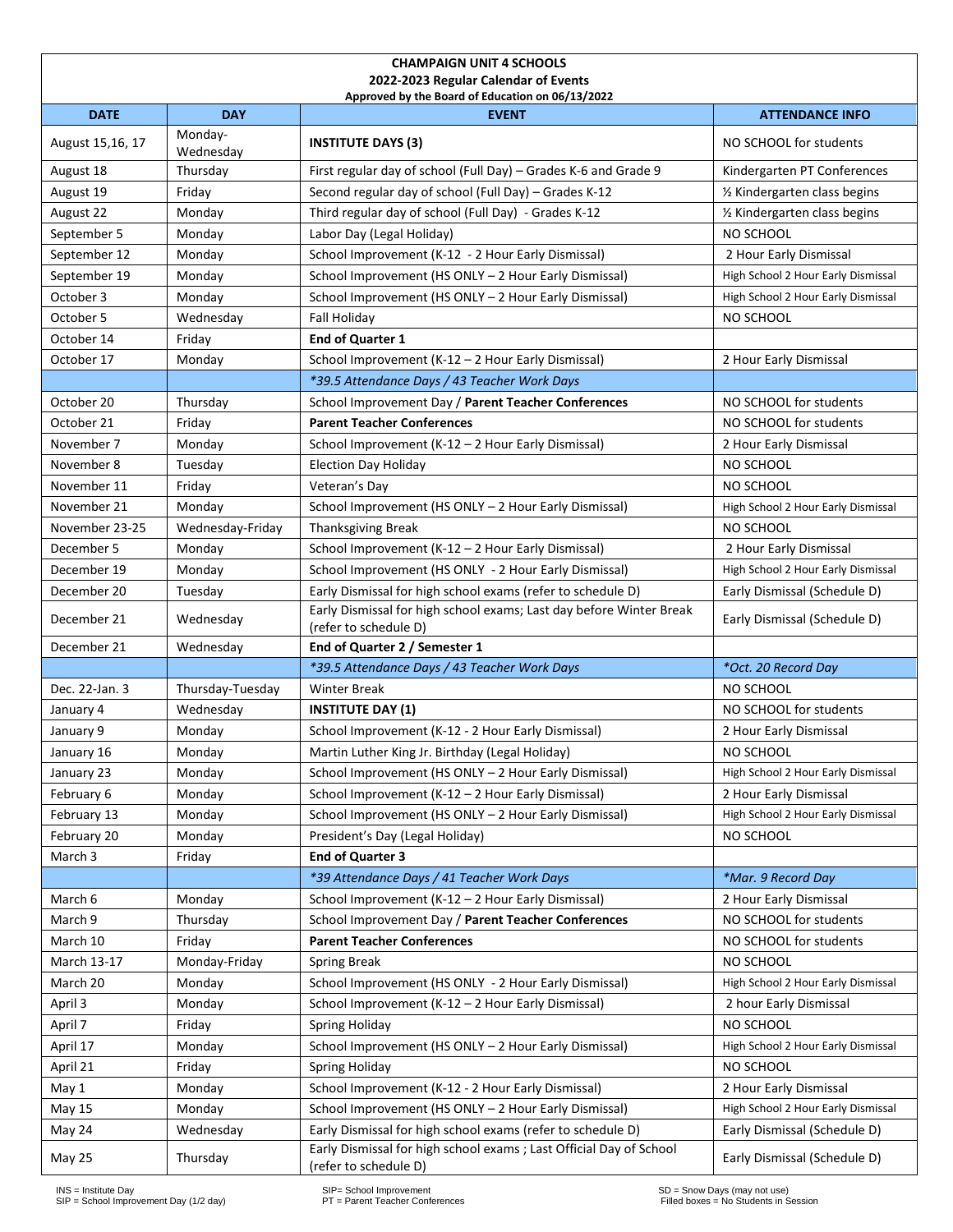**CHAMPAIGN UNIT 4 SCHOOLS**
**2022-2023 Regular Calendar of Events**
**Approved by the Board of Education on 06/13/2022**

| DATE | DAY | EVENT | ATTENDANCE INFO |
|---|---|---|---|
| August 15,16, 17 | Monday-Wednesday | **INSTITUTE DAYS (3)** | NO SCHOOL for students |
| August 18 | Thursday | First regular day of school (Full Day) – Grades K-6 and Grade 9 | Kindergarten PT Conferences |
| August 19 | Friday | Second regular day of school (Full Day) – Grades K-12 | ½ Kindergarten class begins |
| August 22 | Monday | Third regular day of school (Full Day) - Grades K-12 | ½ Kindergarten class begins |
| September 5 | Monday | Labor Day (Legal Holiday) | NO SCHOOL |
| September 12 | Monday | School Improvement (K-12 - 2 Hour Early Dismissal) | 2 Hour Early Dismissal |
| September 19 | Monday | School Improvement (HS ONLY – 2 Hour Early Dismissal) | High School 2 Hour Early Dismissal |
| October 3 | Monday | School Improvement (HS ONLY – 2 Hour Early Dismissal) | High School 2 Hour Early Dismissal |
| October 5 | Wednesday | Fall Holiday | NO SCHOOL |
| October 14 | Friday | **End of Quarter 1** | |
| October 17 | Monday | School Improvement (K-12 – 2 Hour Early Dismissal) | 2 Hour Early Dismissal |
| | | *\*39.5 Attendance Days / 43 Teacher Work Days* | |
| October 20 | Thursday | School Improvement Day / **Parent Teacher Conferences** | NO SCHOOL for students |
| October 21 | Friday | **Parent Teacher Conferences** | NO SCHOOL for students |
| November 7 | Monday | School Improvement (K-12 – 2 Hour Early Dismissal) | 2 Hour Early Dismissal |
| November 8 | Tuesday | Election Day Holiday | NO SCHOOL |
| November 11 | Friday | Veteran's Day | NO SCHOOL |
| November 21 | Monday | School Improvement (HS ONLY – 2 Hour Early Dismissal) | High School 2 Hour Early Dismissal |
| November 23-25 | Wednesday-Friday | Thanksgiving Break | NO SCHOOL |
| December 5 | Monday | School Improvement (K-12 – 2 Hour Early Dismissal) | 2 Hour Early Dismissal |
| December 19 | Monday | School Improvement (HS ONLY - 2 Hour Early Dismissal) | High School 2 Hour Early Dismissal |
| December 20 | Tuesday | Early Dismissal for high school exams (refer to schedule D) | Early Dismissal (Schedule D) |
| December 21 | Wednesday | Early Dismissal for high school exams; Last day before Winter Break (refer to schedule D) | Early Dismissal (Schedule D) |
| December 21 | Wednesday | **End of Quarter 2 / Semester 1** | |
| | | *\*39.5 Attendance Days / 43 Teacher Work Days* | *\*Oct. 20 Record Day* |
| Dec. 22-Jan. 3 | Thursday-Tuesday | Winter Break | NO SCHOOL |
| January 4 | Wednesday | **INSTITUTE DAY (1)** | NO SCHOOL for students |
| January 9 | Monday | School Improvement (K-12 - 2 Hour Early Dismissal) | 2 Hour Early Dismissal |
| January 16 | Monday | Martin Luther King Jr. Birthday (Legal Holiday) | NO SCHOOL |
| January 23 | Monday | School Improvement (HS ONLY – 2 Hour Early Dismissal) | High School 2 Hour Early Dismissal |
| February 6 | Monday | School Improvement (K-12 – 2 Hour Early Dismissal) | 2 Hour Early Dismissal |
| February 13 | Monday | School Improvement (HS ONLY – 2 Hour Early Dismissal) | High School 2 Hour Early Dismissal |
| February 20 | Monday | President's Day (Legal Holiday) | NO SCHOOL |
| March 3 | Friday | **End of Quarter 3** | |
| | | *\*39 Attendance Days / 41 Teacher Work Days* | *\*Mar. 9 Record Day* |
| March 6 | Monday | School Improvement (K-12 – 2 Hour Early Dismissal) | 2 Hour Early Dismissal |
| March 9 | Thursday | School Improvement Day / **Parent Teacher Conferences** | NO SCHOOL for students |
| March 10 | Friday | **Parent Teacher Conferences** | NO SCHOOL for students |
| March 13-17 | Monday-Friday | Spring Break | NO SCHOOL |
| March 20 | Monday | School Improvement (HS ONLY - 2 Hour Early Dismissal) | High School 2 Hour Early Dismissal |
| April 3 | Monday | School Improvement (K-12 – 2 Hour Early Dismissal) | 2 hour Early Dismissal |
| April 7 | Friday | Spring Holiday | NO SCHOOL |
| April 17 | Monday | School Improvement (HS ONLY – 2 Hour Early Dismissal) | High School 2 Hour Early Dismissal |
| April 21 | Friday | Spring Holiday | NO SCHOOL |
| May 1 | Monday | School Improvement (K-12 - 2 Hour Early Dismissal) | 2 Hour Early Dismissal |
| May 15 | Monday | School Improvement (HS ONLY – 2 Hour Early Dismissal) | High School 2 Hour Early Dismissal |
| May 24 | Wednesday | Early Dismissal for high school exams (refer to schedule D) | Early Dismissal (Schedule D) |
| May 25 | Thursday | Early Dismissal for high school exams ; Last Official Day of School (refer to schedule D) | Early Dismissal (Schedule D) |

INS = Institute Day
SIP = School Improvement Day (1/2 day)

SIP= School Improvement
PT = Parent Teacher Conferences

SD = Snow Days (may not use)
Filled boxes = No Students in Session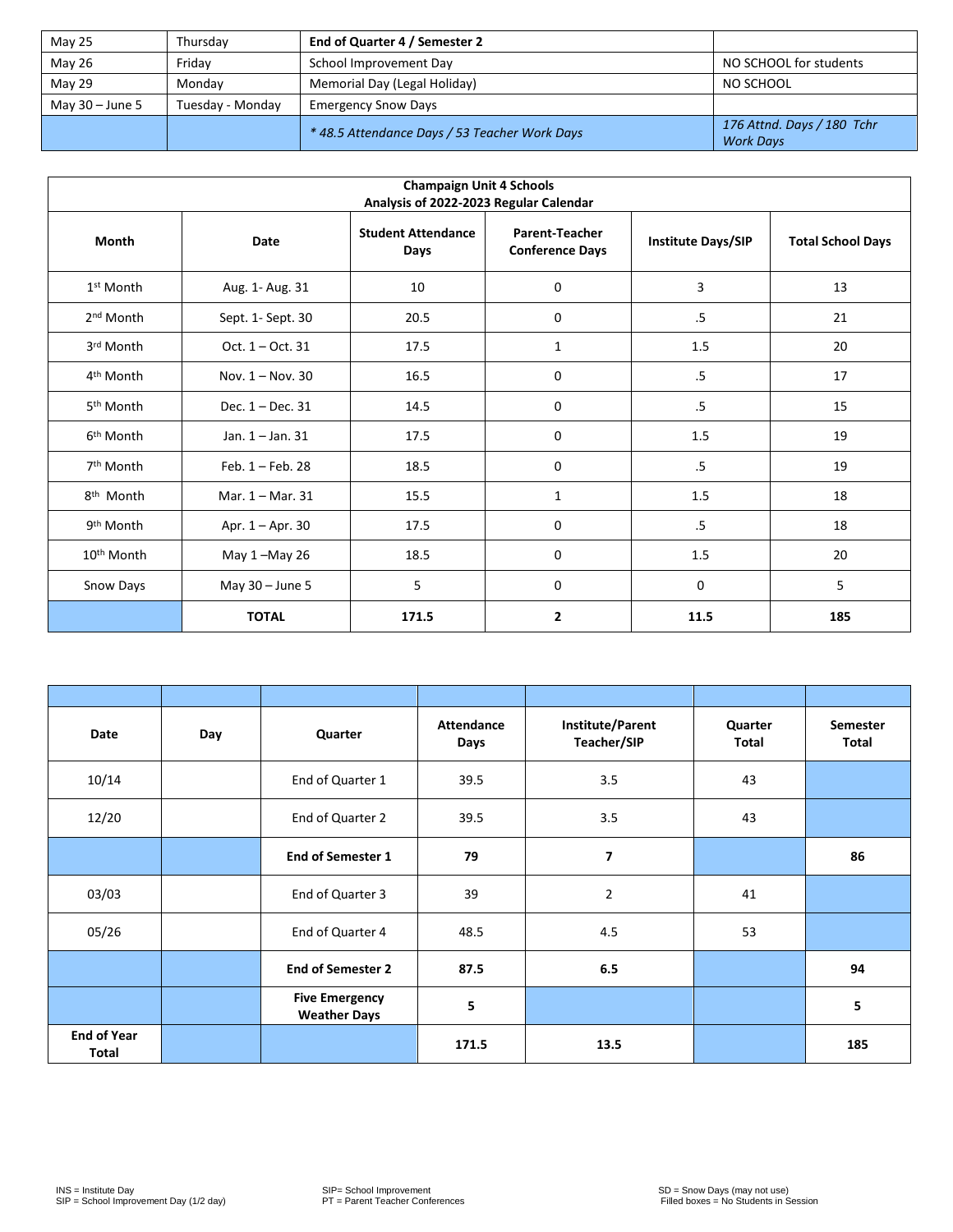| | | | |
|---|---|---|---|
| May 25 | Thursday | **End of Quarter 4 / Semester 2** | |
| May 26 | Friday | School Improvement Day | NO SCHOOL for students |
| May 29 | Monday | Memorial Day (Legal Holiday) | NO SCHOOL |
| May 30 – June 5 | Tuesday - Monday | Emergency Snow Days | |
| | | *\* 48.5 Attendance Days / 53 Teacher Work Days* | *176 Attnd. Days / 180 Tchr Work Days* |

| **Champaign Unit 4 Schools**<br>**Analysis of 2022-2023 Regular Calendar** | | | | | |
|---|---|---|---|---|---|
| **Month** | **Date** | **Student Attendance Days** | **Parent-Teacher Conference Days** | **Institute Days/SIP** | **Total School Days** |
| 1st Month | Aug. 1- Aug. 31 | 10 | 0 | 3 | 13 |
| 2nd Month | Sept. 1- Sept. 30 | 20.5 | 0 | .5 | 21 |
| 3rd Month | Oct. 1 – Oct. 31 | 17.5 | 1 | 1.5 | 20 |
| 4th Month | Nov. 1 – Nov. 30 | 16.5 | 0 | .5 | 17 |
| 5th Month | Dec. 1 – Dec. 31 | 14.5 | 0 | .5 | 15 |
| 6th Month | Jan. 1 – Jan. 31 | 17.5 | 0 | 1.5 | 19 |
| 7th Month | Feb. 1 – Feb. 28 | 18.5 | 0 | .5 | 19 |
| 8th Month | Mar. 1 – Mar. 31 | 15.5 | 1 | 1.5 | 18 |
| 9th Month | Apr. 1 – Apr. 30 | 17.5 | 0 | .5 | 18 |
| 10th Month | May 1 –May 26 | 18.5 | 0 | 1.5 | 20 |
| Snow Days | May 30 – June 5 | 5 | 0 | 0 | 5 |
| | **TOTAL** | **171.5** | **2** | **11.5** | **185** |

| **Date** | **Day** | **Quarter** | **Attendance Days** | **Institute/Parent Teacher/SIP** | **Quarter Total** | **Semester Total** |
|---|---|---|---|---|---|---|
| 10/14 | | End of Quarter 1 | 39.5 | 3.5 | 43 | |
| 12/20 | | End of Quarter 2 | 39.5 | 3.5 | 43 | |
| | | **End of Semester 1** | **79** | **7** | | **86** |
| 03/03 | | End of Quarter 3 | 39 | 2 | 41 | |
| 05/26 | | End of Quarter 4 | 48.5 | 4.5 | 53 | |
| | | **End of Semester 2** | **87.5** | **6.5** | | **94** |
| | | **Five Emergency Weather Days** | **5** | | | **5** |
| **End of Year Total** | | | **171.5** | **13.5** | | **185** |

INS = Institute Day
SIP = School Improvement Day (1/2 day)

SIP= School Improvement
PT = Parent Teacher Conferences

SD = Snow Days (may not use)
Filled boxes = No Students in Session